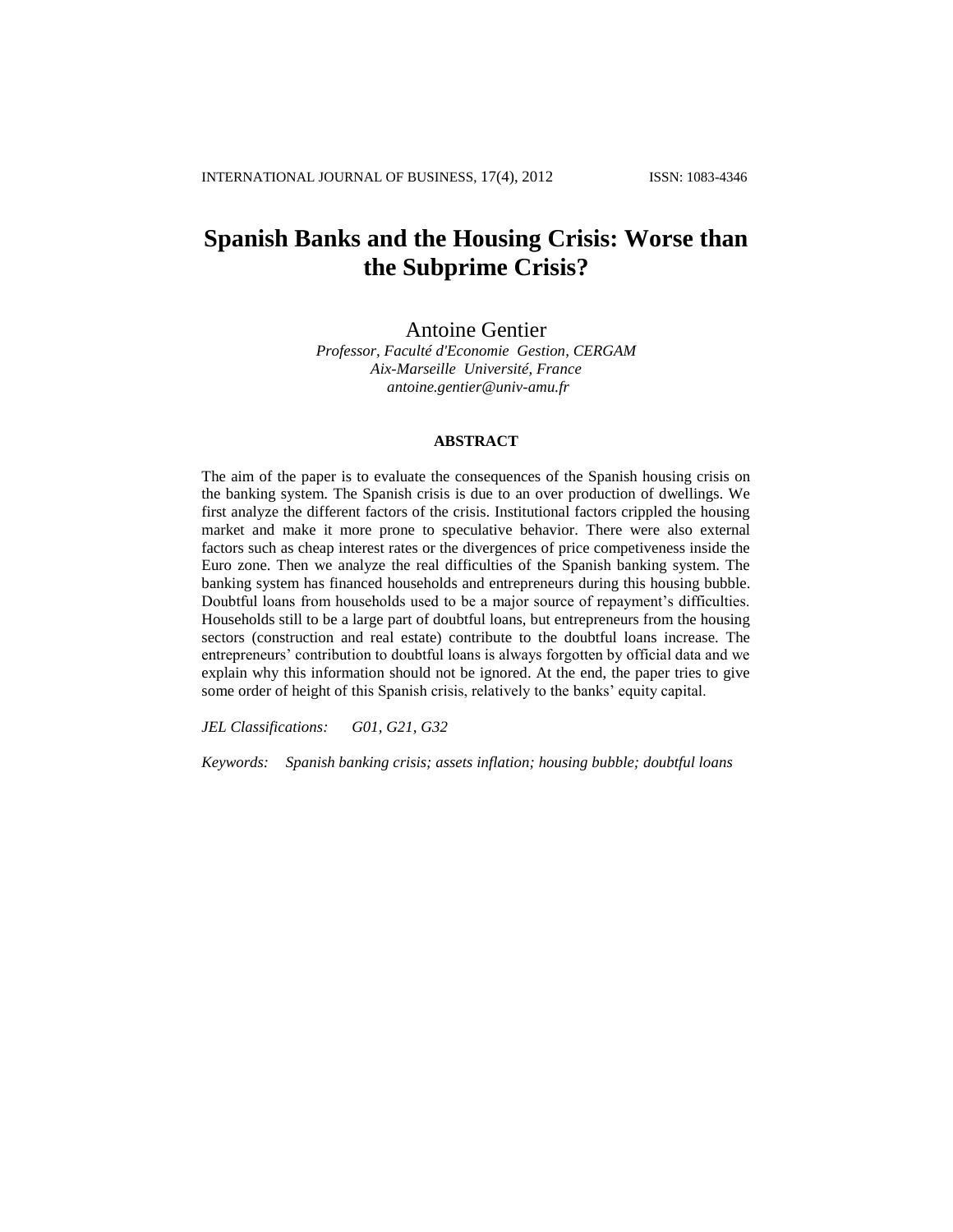# Spanish Banks and the Housing Crisis: Worse than the Subprime Crisis?

Antoine Gentier
*Professor, Faculté d'Economie Gestion, CERGAM*
*Aix-Marseille Université, France*
*antoine.gentier@univ-amu.fr*

## ABSTRACT

The aim of the paper is to evaluate the consequences of the Spanish housing crisis on the banking system. The Spanish crisis is due to an over production of dwellings. We first analyze the different factors of the crisis. Institutional factors crippled the housing market and make it more prone to speculative behavior. There were also external factors such as cheap interest rates or the divergences of price competiveness inside the Euro zone. Then we analyze the real difficulties of the Spanish banking system. The banking system has financed households and entrepreneurs during this housing bubble. Doubtful loans from households used to be a major source of repayment's difficulties. Households still to be a large part of doubtful loans, but entrepreneurs from the housing sectors (construction and real estate) contribute to the doubtful loans increase. The entrepreneurs' contribution to doubtful loans is always forgotten by official data and we explain why this information should not be ignored. At the end, the paper tries to give some order of height of this Spanish crisis, relatively to the banks' equity capital.

*JEL Classifications:* *G01, G21, G32*

*Keywords:* *Spanish banking crisis; assets inflation; housing bubble; doubtful loans*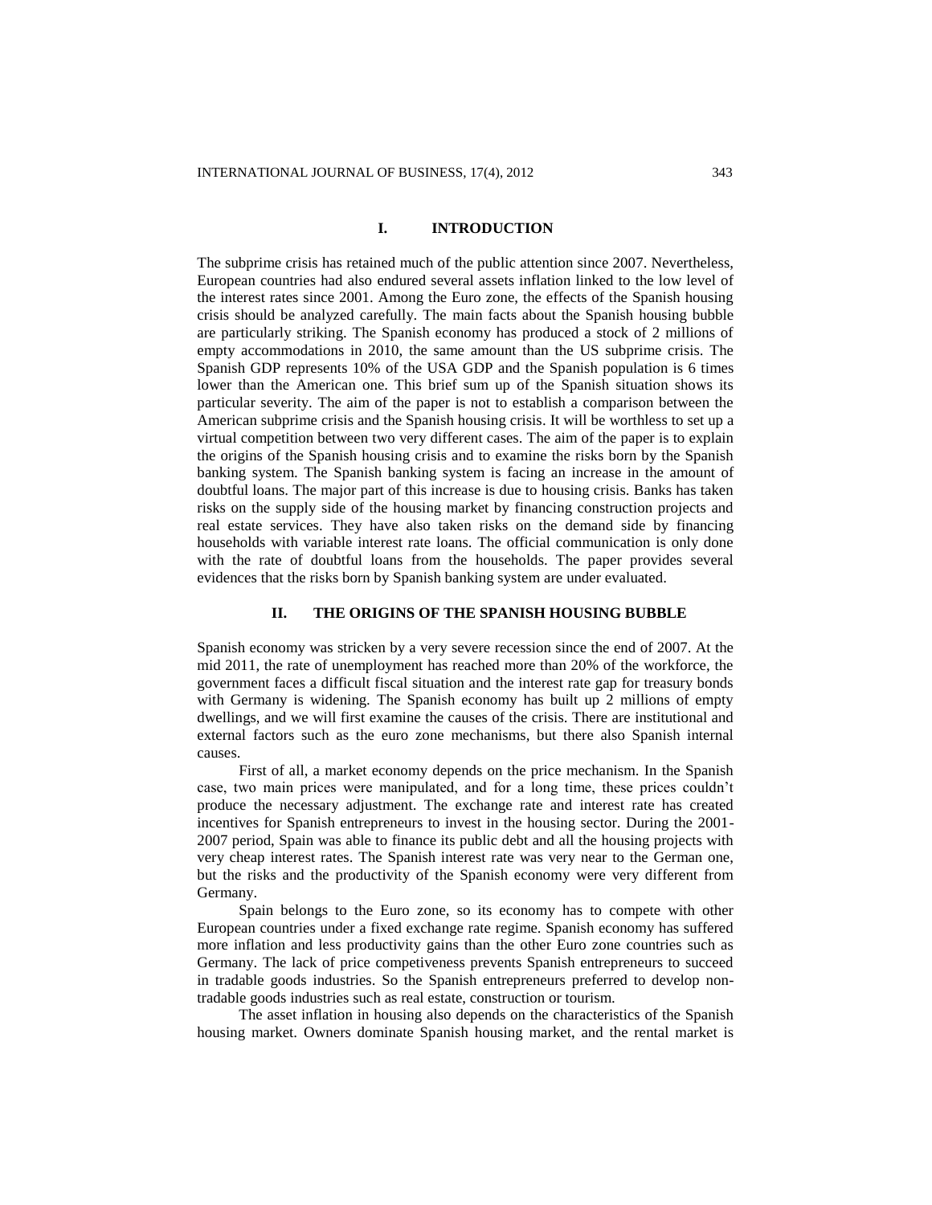## I. INTRODUCTION

The subprime crisis has retained much of the public attention since 2007. Nevertheless, European countries had also endured several assets inflation linked to the low level of the interest rates since 2001. Among the Euro zone, the effects of the Spanish housing crisis should be analyzed carefully. The main facts about the Spanish housing bubble are particularly striking. The Spanish economy has produced a stock of 2 millions of empty accommodations in 2010, the same amount than the US subprime crisis. The Spanish GDP represents 10% of the USA GDP and the Spanish population is 6 times lower than the American one. This brief sum up of the Spanish situation shows its particular severity. The aim of the paper is not to establish a comparison between the American subprime crisis and the Spanish housing crisis. It will be worthless to set up a virtual competition between two very different cases. The aim of the paper is to explain the origins of the Spanish housing crisis and to examine the risks born by the Spanish banking system. The Spanish banking system is facing an increase in the amount of doubtful loans. The major part of this increase is due to housing crisis. Banks has taken risks on the supply side of the housing market by financing construction projects and real estate services. They have also taken risks on the demand side by financing households with variable interest rate loans. The official communication is only done with the rate of doubtful loans from the households. The paper provides several evidences that the risks born by Spanish banking system are under evaluated.

## II. THE ORIGINS OF THE SPANISH HOUSING BUBBLE

Spanish economy was stricken by a very severe recession since the end of 2007. At the mid 2011, the rate of unemployment has reached more than 20% of the workforce, the government faces a difficult fiscal situation and the interest rate gap for treasury bonds with Germany is widening. The Spanish economy has built up 2 millions of empty dwellings, and we will first examine the causes of the crisis. There are institutional and external factors such as the euro zone mechanisms, but there also Spanish internal causes.

First of all, a market economy depends on the price mechanism. In the Spanish case, two main prices were manipulated, and for a long time, these prices couldn't produce the necessary adjustment. The exchange rate and interest rate has created incentives for Spanish entrepreneurs to invest in the housing sector. During the 2001-2007 period, Spain was able to finance its public debt and all the housing projects with very cheap interest rates. The Spanish interest rate was very near to the German one, but the risks and the productivity of the Spanish economy were very different from Germany.

Spain belongs to the Euro zone, so its economy has to compete with other European countries under a fixed exchange rate regime. Spanish economy has suffered more inflation and less productivity gains than the other Euro zone countries such as Germany. The lack of price competiveness prevents Spanish entrepreneurs to succeed in tradable goods industries. So the Spanish entrepreneurs preferred to develop non-tradable goods industries such as real estate, construction or tourism.

The asset inflation in housing also depends on the characteristics of the Spanish housing market. Owners dominate Spanish housing market, and the rental market is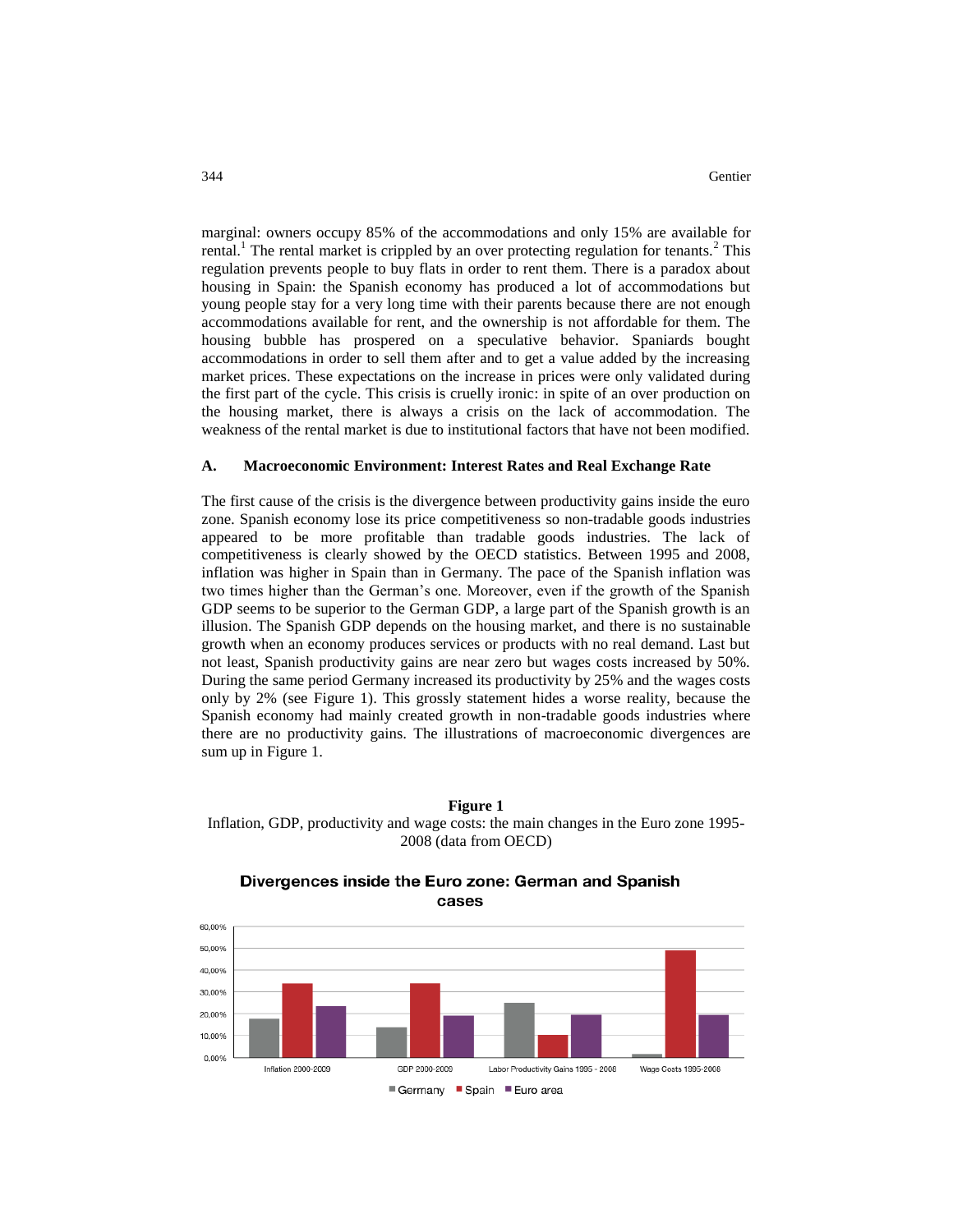marginal: owners occupy 85% of the accommodations and only 15% are available for rental.[1] The rental market is crippled by an over protecting regulation for tenants.[2] This regulation prevents people to buy flats in order to rent them. There is a paradox about housing in Spain: the Spanish economy has produced a lot of accommodations but young people stay for a very long time with their parents because there are not enough accommodations available for rent, and the ownership is not affordable for them. The housing bubble has prospered on a speculative behavior. Spaniards bought accommodations in order to sell them after and to get a value added by the increasing market prices. These expectations on the increase in prices were only validated during the first part of the cycle. This crisis is cruelly ironic: in spite of an over production on the housing market, there is always a crisis on the lack of accommodation. The weakness of the rental market is due to institutional factors that have not been modified.

### A. Macroeconomic Environment: Interest Rates and Real Exchange Rate

The first cause of the crisis is the divergence between productivity gains inside the euro zone. Spanish economy lose its price competitiveness so non-tradable goods industries appeared to be more profitable than tradable goods industries. The lack of competitiveness is clearly showed by the OECD statistics. Between 1995 and 2008, inflation was higher in Spain than in Germany. The pace of the Spanish inflation was two times higher than the German's one. Moreover, even if the growth of the Spanish GDP seems to be superior to the German GDP, a large part of the Spanish growth is an illusion. The Spanish GDP depends on the housing market, and there is no sustainable growth when an economy produces services or products with no real demand. Last but not least, Spanish productivity gains are near zero but wages costs increased by 50%. During the same period Germany increased its productivity by 25% and the wages costs only by 2% (see Figure 1). This grossly statement hides a worse reality, because the Spanish economy had mainly created growth in non-tradable goods industries where there are no productivity gains. The illustrations of macroeconomic divergences are sum up in Figure 1.

**Figure 1**

Inflation, GDP, productivity and wage costs: the main changes in the Euro zone 1995-2008 (data from OECD)

**Divergences inside the Euro zone: German and Spanish cases**

| | Inflation 2000-2009 | GDP 2000-2009 | Labor Productivity Gains 1995 - 2008 | Wage Costs 1995-2008 |
|---|---|---|---|---|
| Germany | ~18% | ~14% | ~25% | ~2% |
| Spain | ~34% | ~34% | ~10% | ~49% |
| Euro area | ~23% | ~19% | ~20% | ~20% |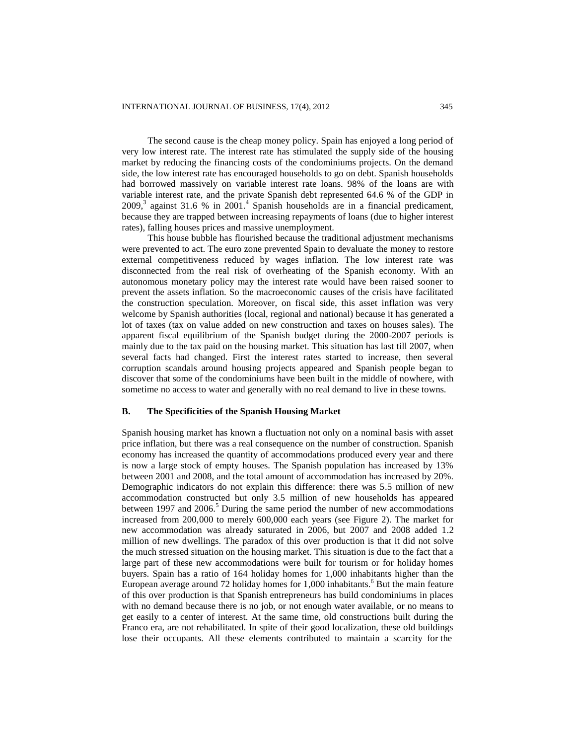The second cause is the cheap money policy. Spain has enjoyed a long period of very low interest rate. The interest rate has stimulated the supply side of the housing market by reducing the financing costs of the condominiums projects. On the demand side, the low interest rate has encouraged households to go on debt. Spanish households had borrowed massively on variable interest rate loans. 98% of the loans are with variable interest rate, and the private Spanish debt represented 64.6 % of the GDP in 2009,[3] against 31.6 % in 2001.[4] Spanish households are in a financial predicament, because they are trapped between increasing repayments of loans (due to higher interest rates), falling houses prices and massive unemployment.

This house bubble has flourished because the traditional adjustment mechanisms were prevented to act. The euro zone prevented Spain to devaluate the money to restore external competitiveness reduced by wages inflation. The low interest rate was disconnected from the real risk of overheating of the Spanish economy. With an autonomous monetary policy may the interest rate would have been raised sooner to prevent the assets inflation. So the macroeconomic causes of the crisis have facilitated the construction speculation. Moreover, on fiscal side, this asset inflation was very welcome by Spanish authorities (local, regional and national) because it has generated a lot of taxes (tax on value added on new construction and taxes on houses sales). The apparent fiscal equilibrium of the Spanish budget during the 2000-2007 periods is mainly due to the tax paid on the housing market. This situation has last till 2007, when several facts had changed. First the interest rates started to increase, then several corruption scandals around housing projects appeared and Spanish people began to discover that some of the condominiums have been built in the middle of nowhere, with sometime no access to water and generally with no real demand to live in these towns.

### B. The Specificities of the Spanish Housing Market

Spanish housing market has known a fluctuation not only on a nominal basis with asset price inflation, but there was a real consequence on the number of construction. Spanish economy has increased the quantity of accommodations produced every year and there is now a large stock of empty houses. The Spanish population has increased by 13% between 2001 and 2008, and the total amount of accommodation has increased by 20%. Demographic indicators do not explain this difference: there was 5.5 million of new accommodation constructed but only 3.5 million of new households has appeared between 1997 and 2006.[5] During the same period the number of new accommodations increased from 200,000 to merely 600,000 each years (see Figure 2). The market for new accommodation was already saturated in 2006, but 2007 and 2008 added 1.2 million of new dwellings. The paradox of this over production is that it did not solve the much stressed situation on the housing market. This situation is due to the fact that a large part of these new accommodations were built for tourism or for holiday homes buyers. Spain has a ratio of 164 holiday homes for 1,000 inhabitants higher than the European average around 72 holiday homes for 1,000 inhabitants.[6] But the main feature of this over production is that Spanish entrepreneurs has build condominiums in places with no demand because there is no job, or not enough water available, or no means to get easily to a center of interest. At the same time, old constructions built during the Franco era, are not rehabilitated. In spite of their good localization, these old buildings lose their occupants. All these elements contributed to maintain a scarcity for the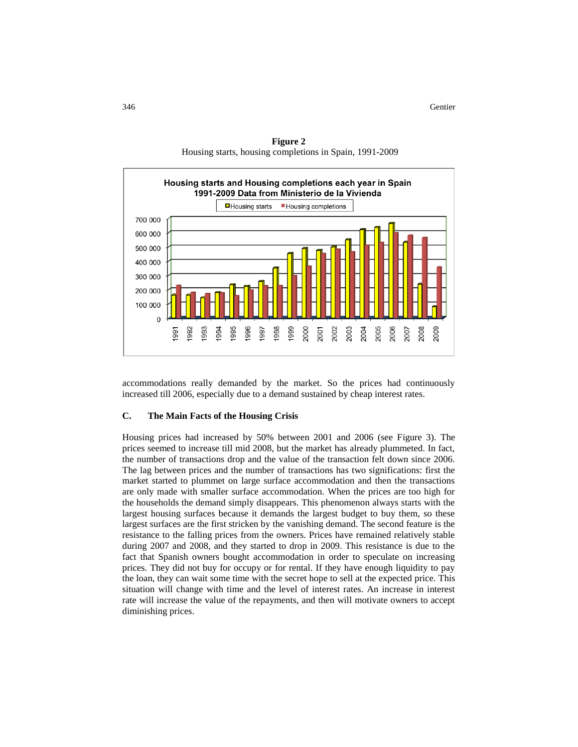**Figure 2**
Housing starts, housing completions in Spain, 1991-2009

accommodations really demanded by the market. So the prices had continuously increased till 2006, especially due to a demand sustained by cheap interest rates.

### C. The Main Facts of the Housing Crisis

Housing prices had increased by 50% between 2001 and 2006 (see Figure 3). The prices seemed to increase till mid 2008, but the market has already plummeted. In fact, the number of transactions drop and the value of the transaction felt down since 2006. The lag between prices and the number of transactions has two significations: first the market started to plummet on large surface accommodation and then the transactions are only made with smaller surface accommodation. When the prices are too high for the households the demand simply disappears. This phenomenon always starts with the largest housing surfaces because it demands the largest budget to buy them, so these largest surfaces are the first stricken by the vanishing demand. The second feature is the resistance to the falling prices from the owners. Prices have remained relatively stable during 2007 and 2008, and they started to drop in 2009. This resistance is due to the fact that Spanish owners bought accommodation in order to speculate on increasing prices. They did not buy for occupy or for rental. If they have enough liquidity to pay the loan, they can wait some time with the secret hope to sell at the expected price. This situation will change with time and the level of interest rates. An increase in interest rate will increase the value of the repayments, and then will motivate owners to accept diminishing prices.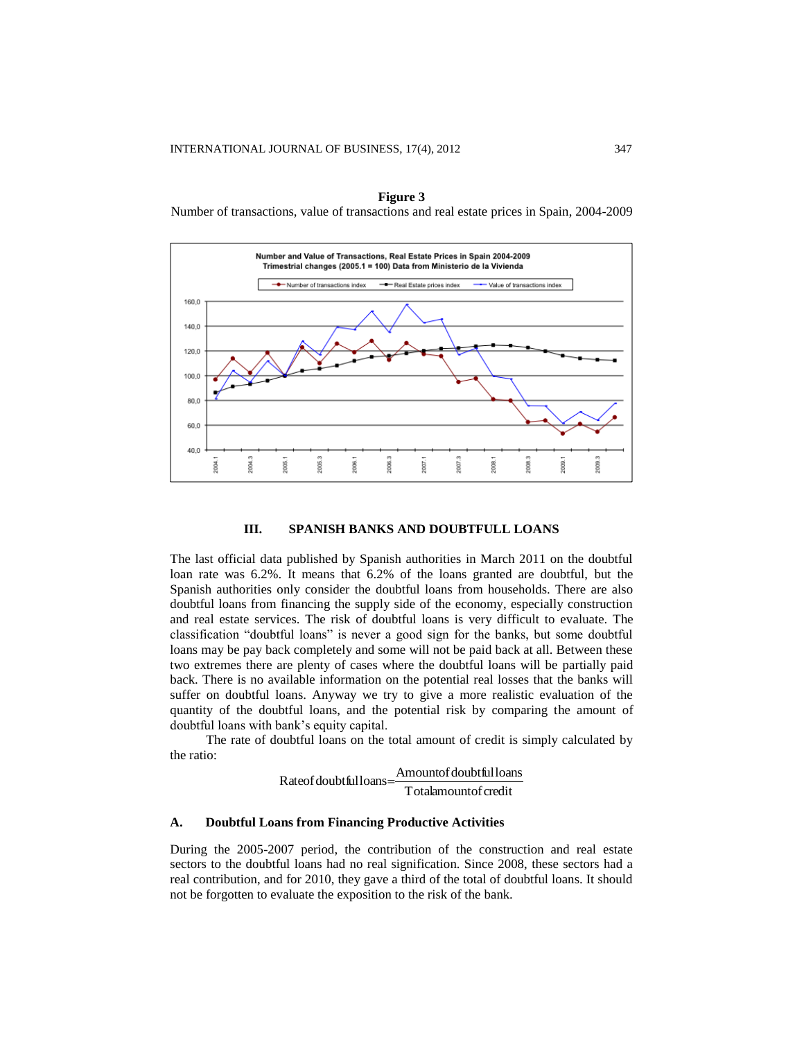**Figure 3**
Number of transactions, value of transactions and real estate prices in Spain, 2004-2009

## III. SPANISH BANKS AND DOUBTFULL LOANS

The last official data published by Spanish authorities in March 2011 on the doubtful loan rate was 6.2%. It means that 6.2% of the loans granted are doubtful, but the Spanish authorities only consider the doubtful loans from households. There are also doubtful loans from financing the supply side of the economy, especially construction and real estate services. The risk of doubtful loans is very difficult to evaluate. The classification "doubtful loans" is never a good sign for the banks, but some doubtful loans may be pay back completely and some will not be paid back at all. Between these two extremes there are plenty of cases where the doubtful loans will be partially paid back. There is no available information on the potential real losses that the banks will suffer on doubtful loans. Anyway we try to give a more realistic evaluation of the quantity of the doubtful loans, and the potential risk by comparing the amount of doubtful loans with bank's equity capital.

The rate of doubtful loans on the total amount of credit is simply calculated by the ratio:

$$\text{Rate of doubtful loans} = \frac{\text{Amount of doubtful loans}}{\text{Total amount of credit}}$$

### A. Doubtful Loans from Financing Productive Activities

During the 2005-2007 period, the contribution of the construction and real estate sectors to the doubtful loans had no real signification. Since 2008, these sectors had a real contribution, and for 2010, they gave a third of the total of doubtful loans. It should not be forgotten to evaluate the exposition to the risk of the bank.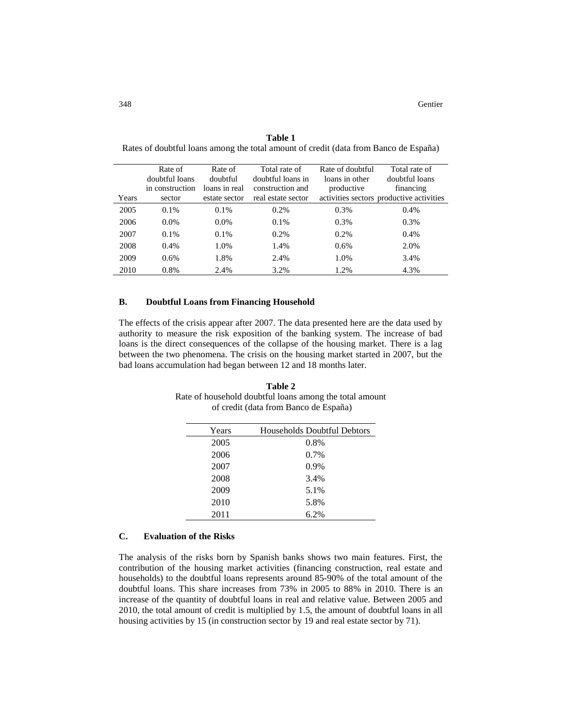**Table 1**

Rates of doubtful loans among the total amount of credit (data from Banco de España)

| Years | Rate of doubtful loans in construction sector | Rate of doubtful loans in real estate sector | Total rate of doubtful loans in construction and real estate sector | Rate of doubtful loans in other productive activities sectors | Total rate of doubtful loans financing productive activities |
|---|---|---|---|---|---|
| 2005 | 0.1% | 0.1% | 0.2% | 0.3% | 0.4% |
| 2006 | 0.0% | 0.0% | 0.1% | 0.3% | 0.3% |
| 2007 | 0.1% | 0.1% | 0.2% | 0.2% | 0.4% |
| 2008 | 0.4% | 1.0% | 1.4% | 0.6% | 2.0% |
| 2009 | 0.6% | 1.8% | 2.4% | 1.0% | 3.4% |
| 2010 | 0.8% | 2.4% | 3.2% | 1.2% | 4.3% |

### B. Doubtful Loans from Financing Household

The effects of the crisis appear after 2007. The data presented here are the data used by authority to measure the risk exposition of the banking system. The increase of bad loans is the direct consequences of the collapse of the housing market. There is a lag between the two phenomena. The crisis on the housing market started in 2007, but the bad loans accumulation had began between 12 and 18 months later.

**Table 2**

Rate of household doubtful loans among the total amount of credit (data from Banco de España)

| Years | Households Doubtful Debtors |
|---|---|
| 2005 | 0.8% |
| 2006 | 0.7% |
| 2007 | 0.9% |
| 2008 | 3.4% |
| 2009 | 5.1% |
| 2010 | 5.8% |
| 2011 | 6.2% |

### C. Evaluation of the Risks

The analysis of the risks born by Spanish banks shows two main features. First, the contribution of the housing market activities (financing construction, real estate and households) to the doubtful loans represents around 85-90% of the total amount of the doubtful loans. This share increases from 73% in 2005 to 88% in 2010. There is an increase of the quantity of doubtful loans in real and relative value. Between 2005 and 2010, the total amount of credit is multiplied by 1.5, the amount of doubtful loans in all housing activities by 15 (in construction sector by 19 and real estate sector by 71).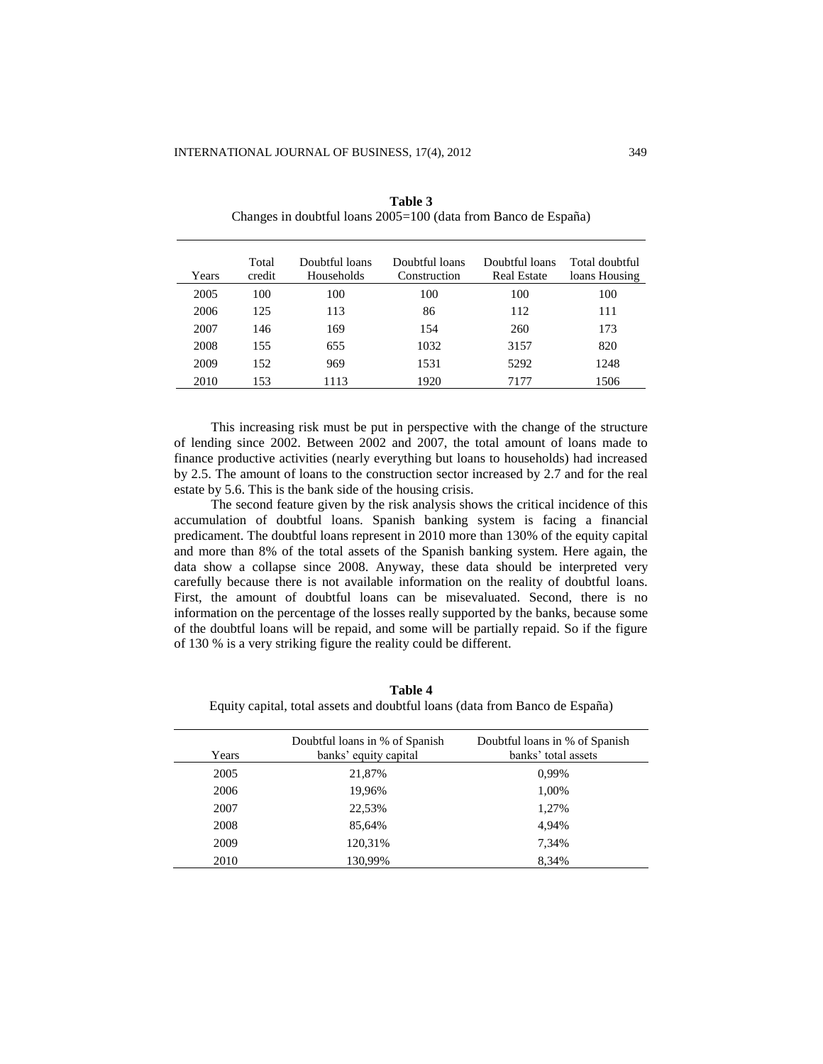**Table 3**

Changes in doubtful loans 2005=100 (data from Banco de España)

| Years | Total credit | Doubtful loans Households | Doubtful loans Construction | Doubtful loans Real Estate | Total doubtful loans Housing |
|---|---|---|---|---|---|
| 2005 | 100 | 100 | 100 | 100 | 100 |
| 2006 | 125 | 113 | 86 | 112 | 111 |
| 2007 | 146 | 169 | 154 | 260 | 173 |
| 2008 | 155 | 655 | 1032 | 3157 | 820 |
| 2009 | 152 | 969 | 1531 | 5292 | 1248 |
| 2010 | 153 | 1113 | 1920 | 7177 | 1506 |

This increasing risk must be put in perspective with the change of the structure of lending since 2002. Between 2002 and 2007, the total amount of loans made to finance productive activities (nearly everything but loans to households) had increased by 2.5. The amount of loans to the construction sector increased by 2.7 and for the real estate by 5.6. This is the bank side of the housing crisis.

The second feature given by the risk analysis shows the critical incidence of this accumulation of doubtful loans. Spanish banking system is facing a financial predicament. The doubtful loans represent in 2010 more than 130% of the equity capital and more than 8% of the total assets of the Spanish banking system. Here again, the data show a collapse since 2008. Anyway, these data should be interpreted very carefully because there is not available information on the reality of doubtful loans. First, the amount of doubtful loans can be misevaluated. Second, there is no information on the percentage of the losses really supported by the banks, because some of the doubtful loans will be repaid, and some will be partially repaid. So if the figure of 130 % is a very striking figure the reality could be different.

**Table 4**

Equity capital, total assets and doubtful loans (data from Banco de España)

| Years | Doubtful loans in % of Spanish banks' equity capital | Doubtful loans in % of Spanish banks' total assets |
|---|---|---|
| 2005 | 21,87% | 0,99% |
| 2006 | 19,96% | 1,00% |
| 2007 | 22,53% | 1,27% |
| 2008 | 85,64% | 4,94% |
| 2009 | 120,31% | 7,34% |
| 2010 | 130,99% | 8,34% |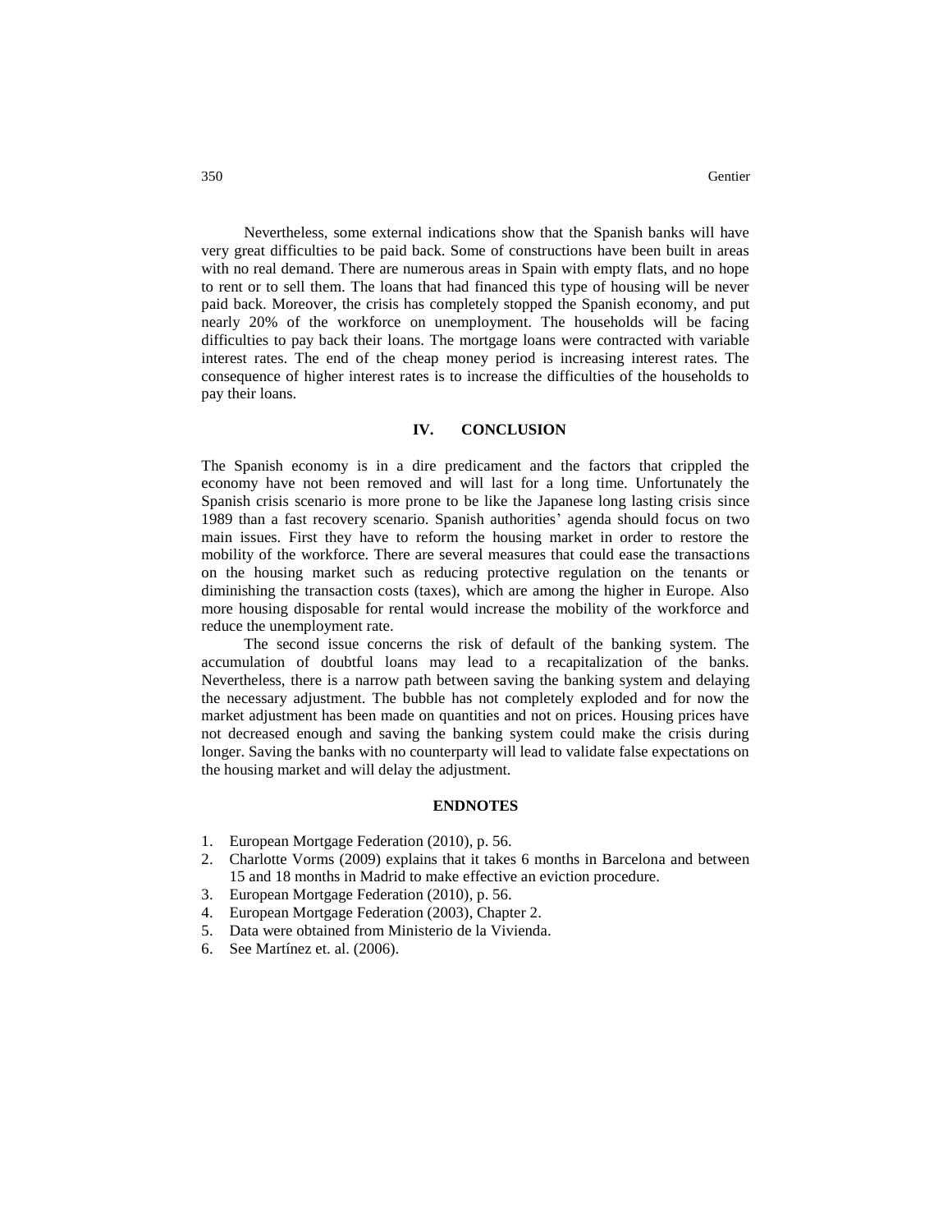Nevertheless, some external indications show that the Spanish banks will have very great difficulties to be paid back. Some of constructions have been built in areas with no real demand. There are numerous areas in Spain with empty flats, and no hope to rent or to sell them. The loans that had financed this type of housing will be never paid back. Moreover, the crisis has completely stopped the Spanish economy, and put nearly 20% of the workforce on unemployment. The households will be facing difficulties to pay back their loans. The mortgage loans were contracted with variable interest rates. The end of the cheap money period is increasing interest rates. The consequence of higher interest rates is to increase the difficulties of the households to pay their loans.

## IV. CONCLUSION

The Spanish economy is in a dire predicament and the factors that crippled the economy have not been removed and will last for a long time. Unfortunately the Spanish crisis scenario is more prone to be like the Japanese long lasting crisis since 1989 than a fast recovery scenario. Spanish authorities' agenda should focus on two main issues. First they have to reform the housing market in order to restore the mobility of the workforce. There are several measures that could ease the transactions on the housing market such as reducing protective regulation on the tenants or diminishing the transaction costs (taxes), which are among the higher in Europe. Also more housing disposable for rental would increase the mobility of the workforce and reduce the unemployment rate.

The second issue concerns the risk of default of the banking system. The accumulation of doubtful loans may lead to a recapitalization of the banks. Nevertheless, there is a narrow path between saving the banking system and delaying the necessary adjustment. The bubble has not completely exploded and for now the market adjustment has been made on quantities and not on prices. Housing prices have not decreased enough and saving the banking system could make the crisis during longer. Saving the banks with no counterparty will lead to validate false expectations on the housing market and will delay the adjustment.

## ENDNOTES

1. European Mortgage Federation (2010), p. 56.
2. Charlotte Vorms (2009) explains that it takes 6 months in Barcelona and between 15 and 18 months in Madrid to make effective an eviction procedure.
3. European Mortgage Federation (2010), p. 56.
4. European Mortgage Federation (2003), Chapter 2.
5. Data were obtained from Ministerio de la Vivienda.
6. See Martínez et. al. (2006).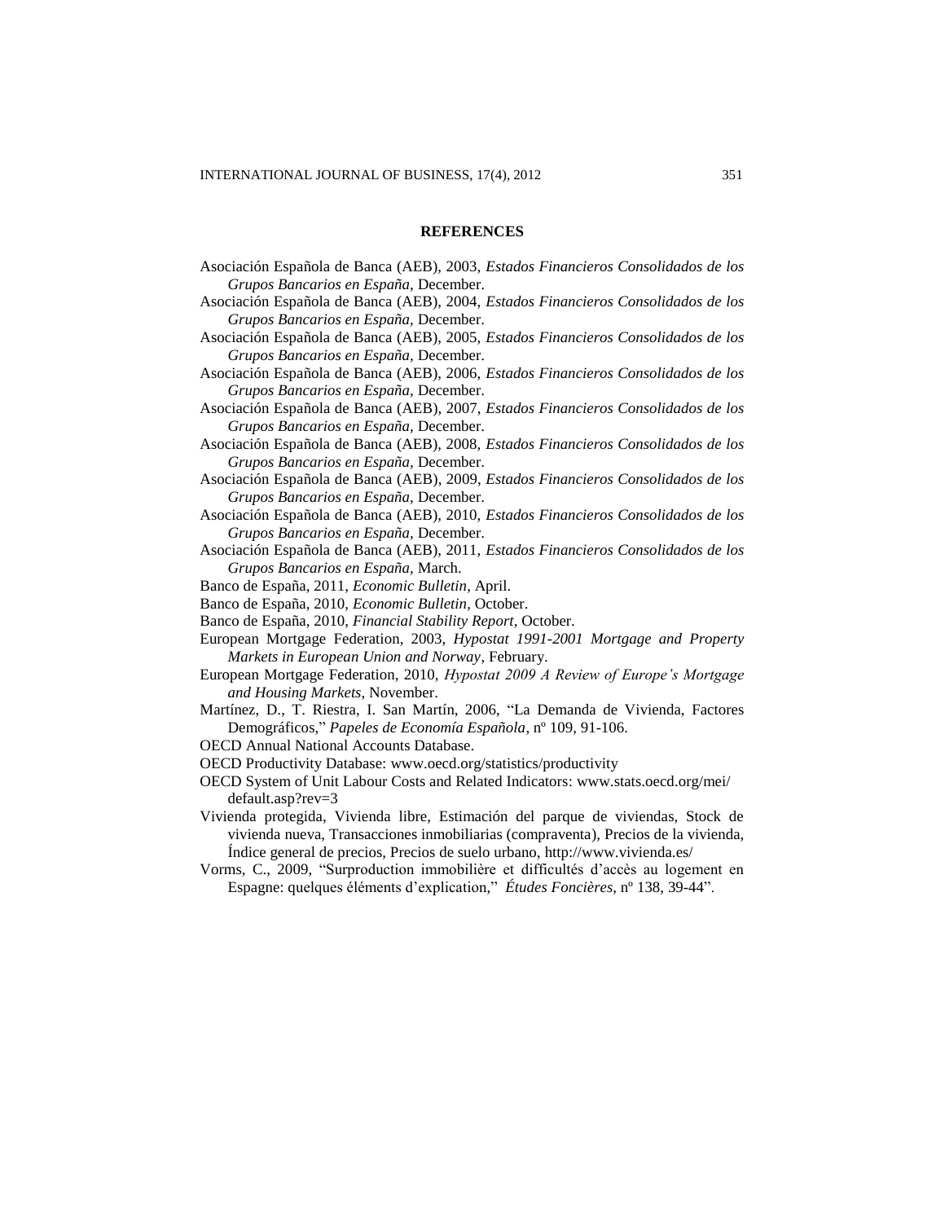## REFERENCES

Asociación Española de Banca (AEB), 2003, *Estados Financieros Consolidados de los Grupos Bancarios en España*, December.

Asociación Española de Banca (AEB), 2004, *Estados Financieros Consolidados de los Grupos Bancarios en España*, December.

Asociación Española de Banca (AEB), 2005, *Estados Financieros Consolidados de los Grupos Bancarios en España*, December.

Asociación Española de Banca (AEB), 2006, *Estados Financieros Consolidados de los Grupos Bancarios en España*, December.

Asociación Española de Banca (AEB), 2007, *Estados Financieros Consolidados de los Grupos Bancarios en España*, December.

Asociación Española de Banca (AEB), 2008, *Estados Financieros Consolidados de los Grupos Bancarios en España*, December.

Asociación Española de Banca (AEB), 2009, *Estados Financieros Consolidados de los Grupos Bancarios en España*, December.

Asociación Española de Banca (AEB), 2010, *Estados Financieros Consolidados de los Grupos Bancarios en España*, December.

Asociación Española de Banca (AEB), 2011, *Estados Financieros Consolidados de los Grupos Bancarios en España*, March.

Banco de España, 2011, *Economic Bulletin*, April.

Banco de España, 2010, *Economic Bulletin*, October.

Banco de España, 2010, *Financial Stability Report*, October.

European Mortgage Federation, 2003, *Hypostat 1991-2001 Mortgage and Property Markets in European Union and Norway*, February.

European Mortgage Federation, 2010, *Hypostat 2009 A Review of Europe's Mortgage and Housing Markets*, November.

Martínez, D., T. Riestra, I. San Martín, 2006, "La Demanda de Vivienda, Factores Demográficos," *Papeles de Economía Española*, nº 109, 91-106.

OECD Annual National Accounts Database.

OECD Productivity Database: www.oecd.org/statistics/productivity

OECD System of Unit Labour Costs and Related Indicators: www.stats.oecd.org/mei/default.asp?rev=3

Vivienda protegida, Vivienda libre, Estimación del parque de viviendas, Stock de vivienda nueva, Transacciones inmobiliarias (compraventa), Precios de la vivienda, Índice general de precios, Precios de suelo urbano, http://www.vivienda.es/

Vorms, C., 2009, "Surproduction immobilière et difficultés d'accès au logement en Espagne: quelques éléments d'explication," *Études Foncières*, nº 138, 39-44".